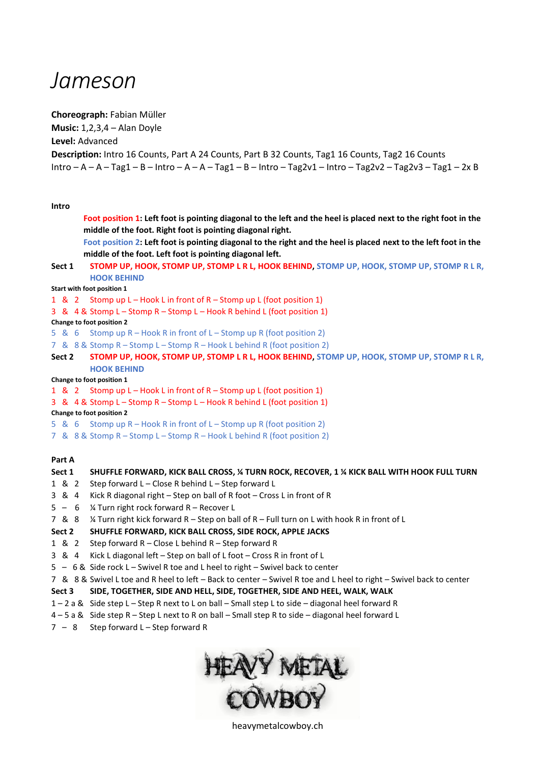# Jameson

**Choreograph:** Fabian Müller
**Music:** 1,2,3,4 – Alan Doyle
**Level:** Advanced
**Description:** Intro 16 Counts, Part A 24 Counts, Part B 32 Counts, Tag1 16 Counts, Tag2 16 Counts
Intro – A – A – Tag1 – B – Intro – A – A – Tag1 – B – Intro – Tag2v1 – Intro – Tag2v2 – Tag2v3 – Tag1 – 2x B

**Intro**

**Foot position 1: Left foot is pointing diagonal to the left and the heel is placed next to the right foot in the middle of the foot. Right foot is pointing diagonal right.**
**Foot position 2: Left foot is pointing diagonal to the right and the heel is placed next to the left foot in the middle of the foot. Left foot is pointing diagonal left.**

**Sect 1 STOMP UP, HOOK, STOMP UP, STOMP L R L, HOOK BEHIND, STOMP UP, HOOK, STOMP UP, STOMP R L R, HOOK BEHIND**

**Start with foot position 1**

1 & 2 Stomp up L – Hook L in front of R – Stomp up L (foot position 1)
3 & 4 & Stomp L – Stomp R – Stomp L – Hook R behind L (foot position 1)

**Change to foot position 2**

5 & 6 Stomp up R – Hook R in front of L – Stomp up R (foot position 2)
7 & 8 & Stomp R – Stomp L – Stomp R – Hook L behind R (foot position 2)

**Sect 2 STOMP UP, HOOK, STOMP UP, STOMP L R L, HOOK BEHIND, STOMP UP, HOOK, STOMP UP, STOMP R L R, HOOK BEHIND**

**Change to foot position 1**

1 & 2 Stomp up L – Hook L in front of R – Stomp up L (foot position 1)
3 & 4 & Stomp L – Stomp R – Stomp L – Hook R behind L (foot position 1)

**Change to foot position 2**

5 & 6 Stomp up R – Hook R in front of L – Stomp up R (foot position 2)
7 & 8 & Stomp R – Stomp L – Stomp R – Hook L behind R (foot position 2)

**Part A**

**Sect 1 SHUFFLE FORWARD, KICK BALL CROSS, ¼ TURN ROCK, RECOVER, 1 ¼ KICK BALL WITH HOOK FULL TURN**

1 & 2 Step forward L – Close R behind L – Step forward L
3 & 4 Kick R diagonal right – Step on ball of R foot – Cross L in front of R
5 – 6 ¼ Turn right rock forward R – Recover L
7 & 8 ¼ Turn right kick forward R – Step on ball of R – Full turn on L with hook R in front of L

**Sect 2 SHUFFLE FORWARD, KICK BALL CROSS, SIDE ROCK, APPLE JACKS**

1 & 2 Step forward R – Close L behind R – Step forward R
3 & 4 Kick L diagonal left – Step on ball of L foot – Cross R in front of L
5 – 6 & Side rock L – Swivel R toe and L heel to right – Swivel back to center
7 & 8 & Swivel L toe and R heel to left – Back to center – Swivel R toe and L heel to right – Swivel back to center

**Sect 3 SIDE, TOGETHER, SIDE AND HELL, SIDE, TOGETHER, SIDE AND HEEL, WALK, WALK**

1 – 2 a & Side step L – Step R next to L on ball – Small step L to side – diagonal heel forward R
4 – 5 a & Side step R – Step L next to R on ball – Small step R to side – diagonal heel forward L
7 – 8 Step forward L – Step forward R

HEAVY METAL COWBOY

heavymetalcowboy.ch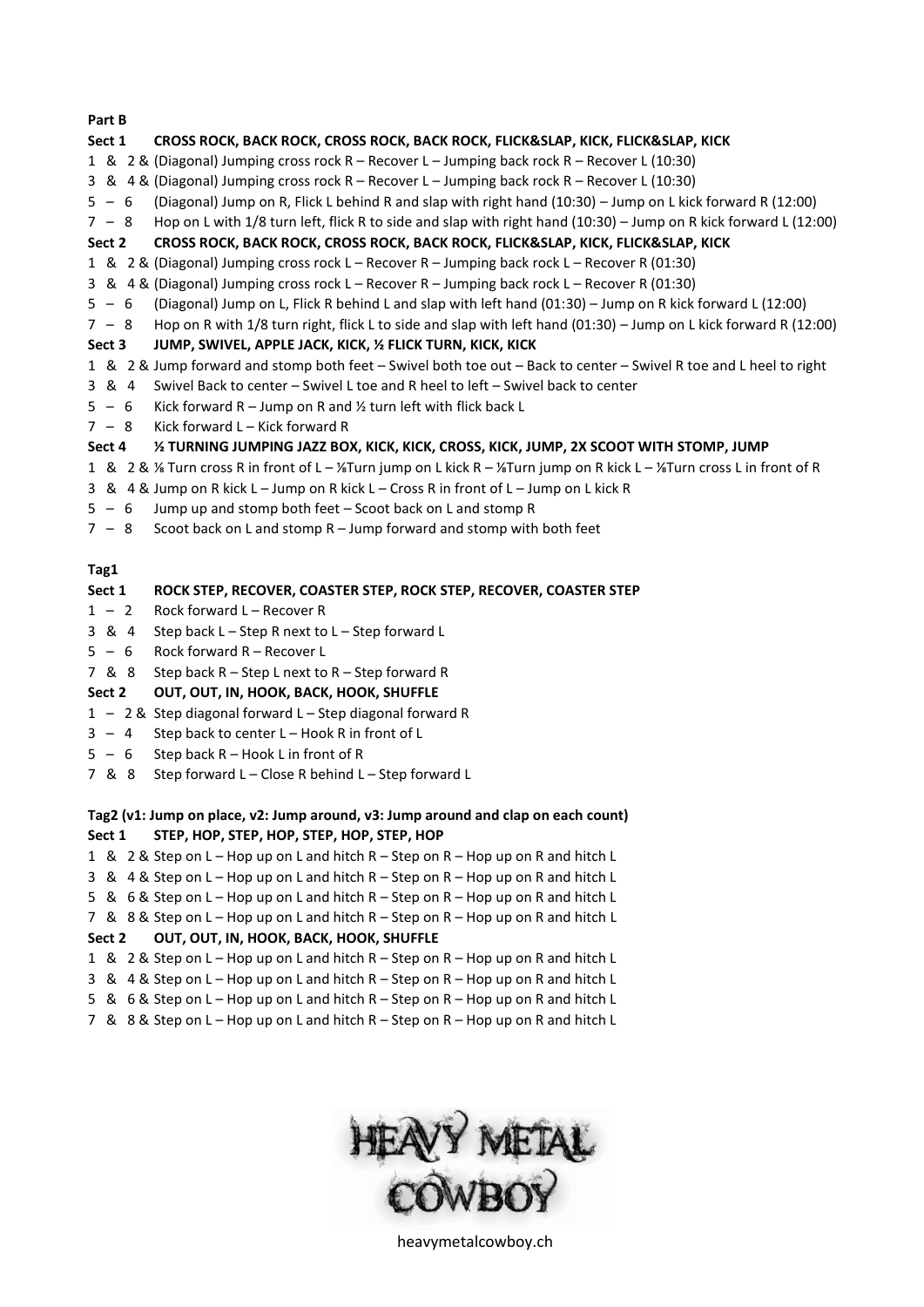**Part B**

**Sect 1 CROSS ROCK, BACK ROCK, CROSS ROCK, BACK ROCK, FLICK&SLAP, KICK, FLICK&SLAP, KICK**

1 & 2 & (Diagonal) Jumping cross rock R – Recover L – Jumping back rock R – Recover L (10:30)
3 & 4 & (Diagonal) Jumping cross rock R – Recover L – Jumping back rock R – Recover L (10:30)
5 – 6 (Diagonal) Jump on R, Flick L behind R and slap with right hand (10:30) – Jump on L kick forward R (12:00)
7 – 8 Hop on L with 1/8 turn left, flick R to side and slap with right hand (10:30) – Jump on R kick forward L (12:00)

**Sect 2 CROSS ROCK, BACK ROCK, CROSS ROCK, BACK ROCK, FLICK&SLAP, KICK, FLICK&SLAP, KICK**

1 & 2 & (Diagonal) Jumping cross rock L – Recover R – Jumping back rock L – Recover R (01:30)
3 & 4 & (Diagonal) Jumping cross rock L – Recover R – Jumping back rock L – Recover R (01:30)
5 – 6 (Diagonal) Jump on L, Flick R behind L and slap with left hand (01:30) – Jump on R kick forward L (12:00)
7 – 8 Hop on R with 1/8 turn right, flick L to side and slap with left hand (01:30) – Jump on L kick forward R (12:00)

**Sect 3 JUMP, SWIVEL, APPLE JACK, KICK, ½ FLICK TURN, KICK, KICK**

1 & 2 & Jump forward and stomp both feet – Swivel both toe out – Back to center – Swivel R toe and L heel to right
3 & 4 Swivel Back to center – Swivel L toe and R heel to left – Swivel back to center
5 – 6 Kick forward R – Jump on R and ½ turn left with flick back L
7 – 8 Kick forward L – Kick forward R

**Sect 4 ½ TURNING JUMPING JAZZ BOX, KICK, KICK, CROSS, KICK, JUMP, 2X SCOOT WITH STOMP, JUMP**

1 & 2 & ⅛ Turn cross R in front of L – ⅛Turn jump on L kick R – ⅛Turn jump on R kick L – ⅛Turn cross L in front of R
3 & 4 & Jump on R kick L – Jump on R kick L – Cross R in front of L – Jump on L kick R
5 – 6 Jump up and stomp both feet – Scoot back on L and stomp R
7 – 8 Scoot back on L and stomp R – Jump forward and stomp with both feet

**Tag1**

**Sect 1 ROCK STEP, RECOVER, COASTER STEP, ROCK STEP, RECOVER, COASTER STEP**

1 – 2 Rock forward L – Recover R
3 & 4 Step back L – Step R next to L – Step forward L
5 – 6 Rock forward R – Recover L
7 & 8 Step back R – Step L next to R – Step forward R

**Sect 2 OUT, OUT, IN, HOOK, BACK, HOOK, SHUFFLE**

1 – 2 & Step diagonal forward L – Step diagonal forward R
3 – 4 Step back to center L – Hook R in front of L
5 – 6 Step back R – Hook L in front of R
7 & 8 Step forward L – Close R behind L – Step forward L

**Tag2 (v1: Jump on place, v2: Jump around, v3: Jump around and clap on each count)**

**Sect 1 STEP, HOP, STEP, HOP, STEP, HOP, STEP, HOP**

1 & 2 & Step on L – Hop up on L and hitch R – Step on R – Hop up on R and hitch L
3 & 4 & Step on L – Hop up on L and hitch R – Step on R – Hop up on R and hitch L
5 & 6 & Step on L – Hop up on L and hitch R – Step on R – Hop up on R and hitch L
7 & 8 & Step on L – Hop up on L and hitch R – Step on R – Hop up on R and hitch L

**Sect 2 OUT, OUT, IN, HOOK, BACK, HOOK, SHUFFLE**

1 & 2 & Step on L – Hop up on L and hitch R – Step on R – Hop up on R and hitch L
3 & 4 & Step on L – Hop up on L and hitch R – Step on R – Hop up on R and hitch L
5 & 6 & Step on L – Hop up on L and hitch R – Step on R – Hop up on R and hitch L
7 & 8 & Step on L – Hop up on L and hitch R – Step on R – Hop up on R and hitch L

HEAVY METAL COWBOY

heavymetalcowboy.ch